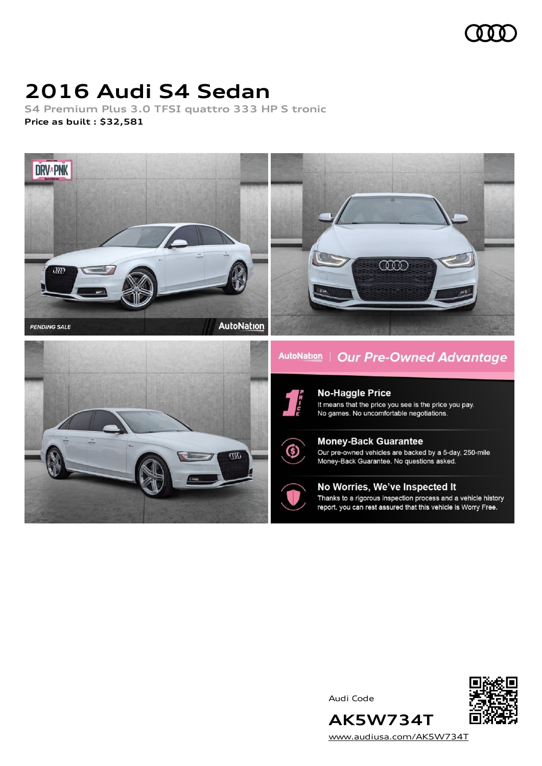# 2016 Audi S4 Sedan

S4 Premium Plus 3.0 TFSI quattro 333 HP S tronic

**Price as built : $32,581**

AutoNation | Our Pre-Owned Advantage

**No-Haggle Price**

It means that the price you see is the price you pay. No games. No uncomfortable negotiations.

**Money-Back Guarantee**

Our pre-owned vehicles are backed by a 5-day, 250-mile Money-Back Guarantee. No questions asked.

**No Worries, We've Inspected It**

Thanks to a rigorous inspection process and a vehicle history report, you can rest assured that this vehicle is Worry Free.

Audi Code

**AK5W734T**

www.audiusa.com/AK5W734T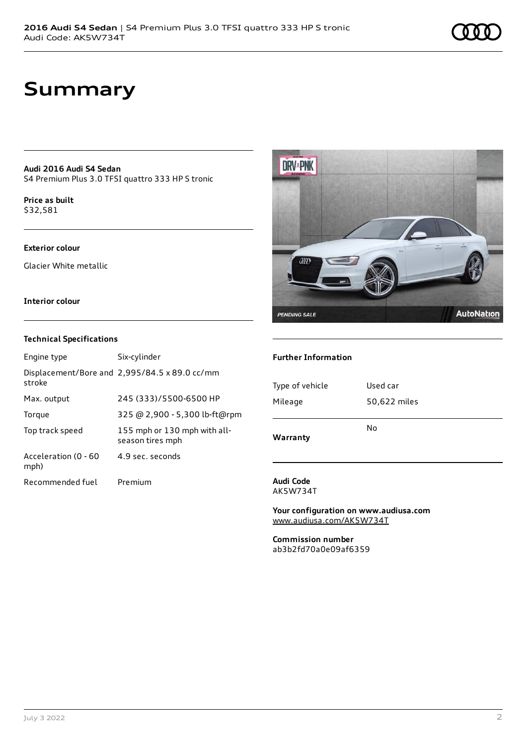# Summary

**Audi 2016 Audi S4 Sedan**
S4 Premium Plus 3.0 TFSI quattro 333 HP S tronic

**Price as built**
$32,581

**Exterior colour**

Glacier White metallic

**Interior colour**

### Technical Specifications

| | |
|---|---|
| Engine type | Six-cylinder |
| Displacement/Bore and stroke | 2,995/84.5 x 89.0 cc/mm |
| Max. output | 245 (333)/5500-6500 HP |
| Torque | 325 @ 2,900 - 5,300 lb-ft@rpm |
| Top track speed | 155 mph or 130 mph with all-season tires mph |
| Acceleration (0 - 60 mph) | 4.9 sec. seconds |
| Recommended fuel | Premium |

### Further Information

| | |
|---|---|
| Type of vehicle | Used car |
| Mileage | 50,622 miles |
| **Warranty** | No |

**Audi Code**
AK5W734T

**Your configuration on www.audiusa.com**
www.audiusa.com/AK5W734T

**Commission number**
ab3b2fd70a0e09af6359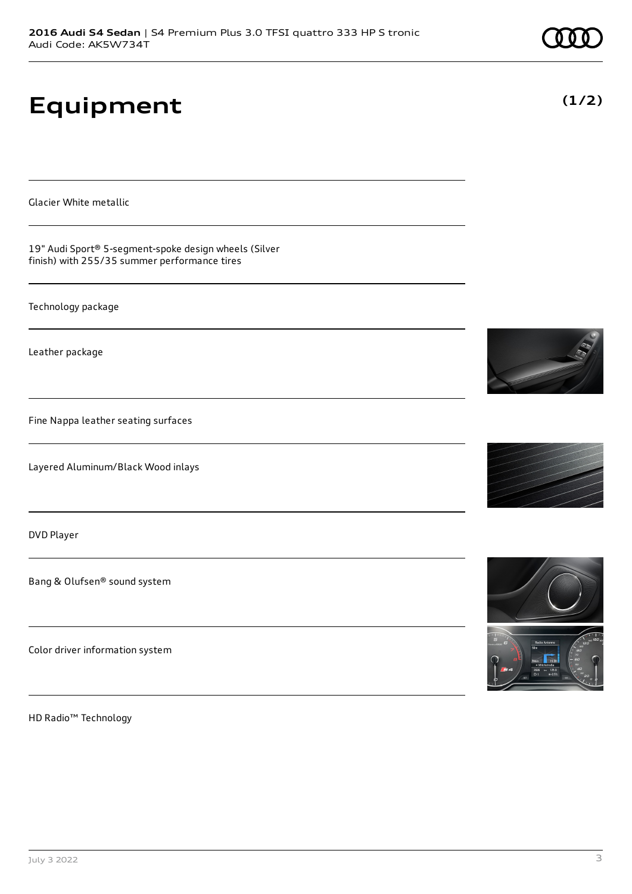# Equipment

**(1/2)**

Glacier White metallic

19" Audi Sport® 5-segment-spoke design wheels (Silver finish) with 255/35 summer performance tires

Technology package

Leather package

Fine Nappa leather seating surfaces

Layered Aluminum/Black Wood inlays

DVD Player

Bang & Olufsen® sound system

Color driver information system

HD Radio™ Technology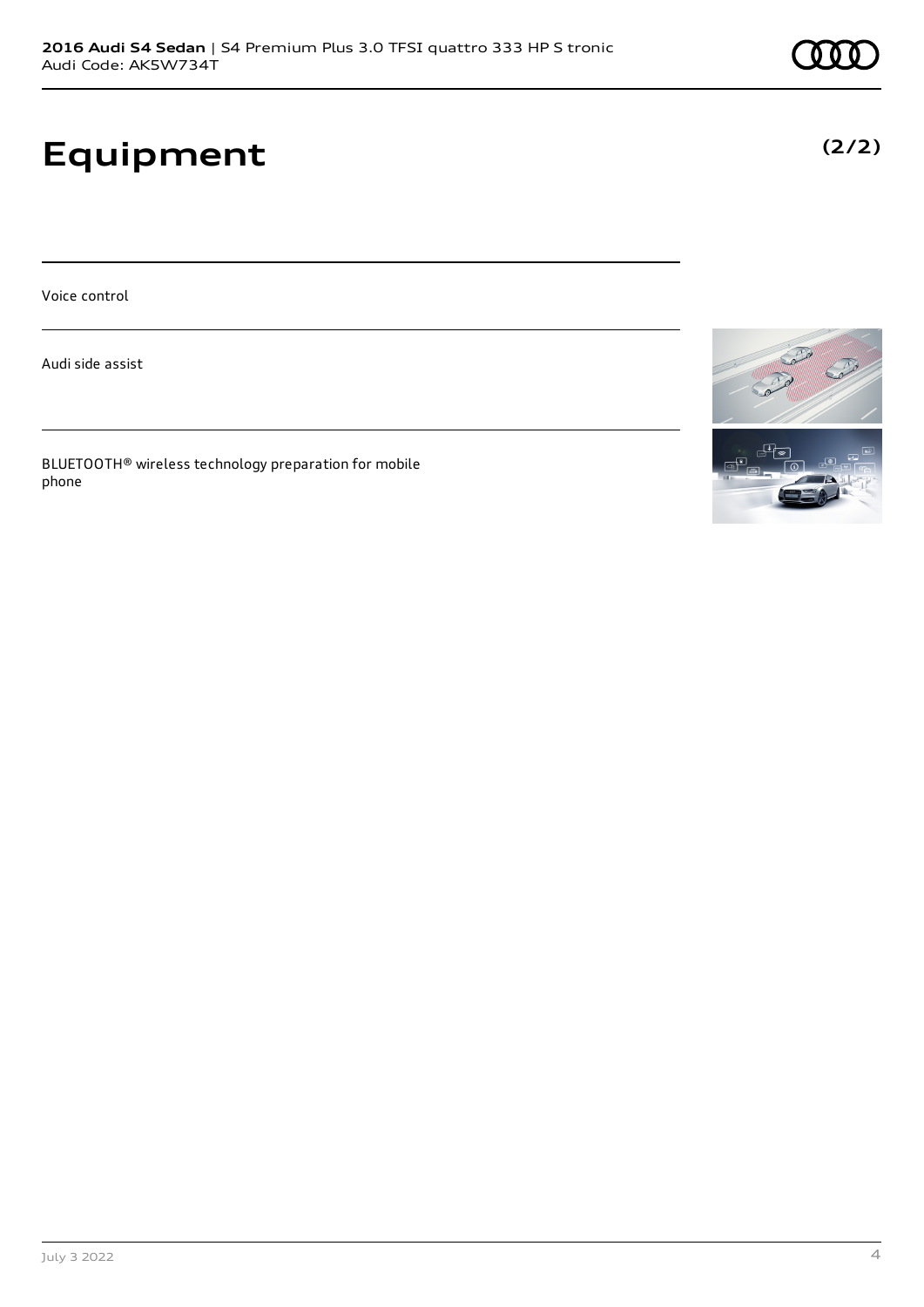# Equipment

**(2/2)**

Voice control

Audi side assist

BLUETOOTH® wireless technology preparation for mobile phone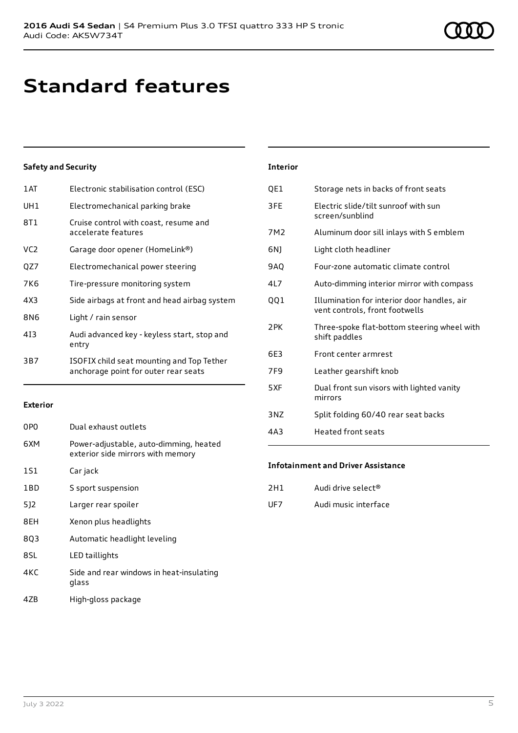# Standard features

### Safety and Security

| | |
|---|---|
| 1AT | Electronic stabilisation control (ESC) |
| UH1 | Electromechanical parking brake |
| 8T1 | Cruise control with coast, resume and accelerate features |
| VC2 | Garage door opener (HomeLink®) |
| QZ7 | Electromechanical power steering |
| 7K6 | Tire-pressure monitoring system |
| 4X3 | Side airbags at front and head airbag system |
| 8N6 | Light / rain sensor |
| 4I3 | Audi advanced key - keyless start, stop and entry |
| 3B7 | ISOFIX child seat mounting and Top Tether anchorage point for outer rear seats |

### Exterior

| | |
|---|---|
| 0P0 | Dual exhaust outlets |
| 6XM | Power-adjustable, auto-dimming, heated exterior side mirrors with memory |
| 1S1 | Car jack |
| 1BD | S sport suspension |
| 5J2 | Larger rear spoiler |
| 8EH | Xenon plus headlights |
| 8Q3 | Automatic headlight leveling |
| 8SL | LED taillights |
| 4KC | Side and rear windows in heat-insulating glass |
| 4ZB | High-gloss package |

### Interior

| | |
|---|---|
| QE1 | Storage nets in backs of front seats |
| 3FE | Electric slide/tilt sunroof with sun screen/sunblind |
| 7M2 | Aluminum door sill inlays with S emblem |
| 6NJ | Light cloth headliner |
| 9AQ | Four-zone automatic climate control |
| 4L7 | Auto-dimming interior mirror with compass |
| QQ1 | Illumination for interior door handles, air vent controls, front footwells |
| 2PK | Three-spoke flat-bottom steering wheel with shift paddles |
| 6E3 | Front center armrest |
| 7F9 | Leather gearshift knob |
| 5XF | Dual front sun visors with lighted vanity mirrors |
| 3NZ | Split folding 60/40 rear seat backs |
| 4A3 | Heated front seats |

### Infotainment and Driver Assistance

| | |
|---|---|
| 2H1 | Audi drive select® |
| UF7 | Audi music interface |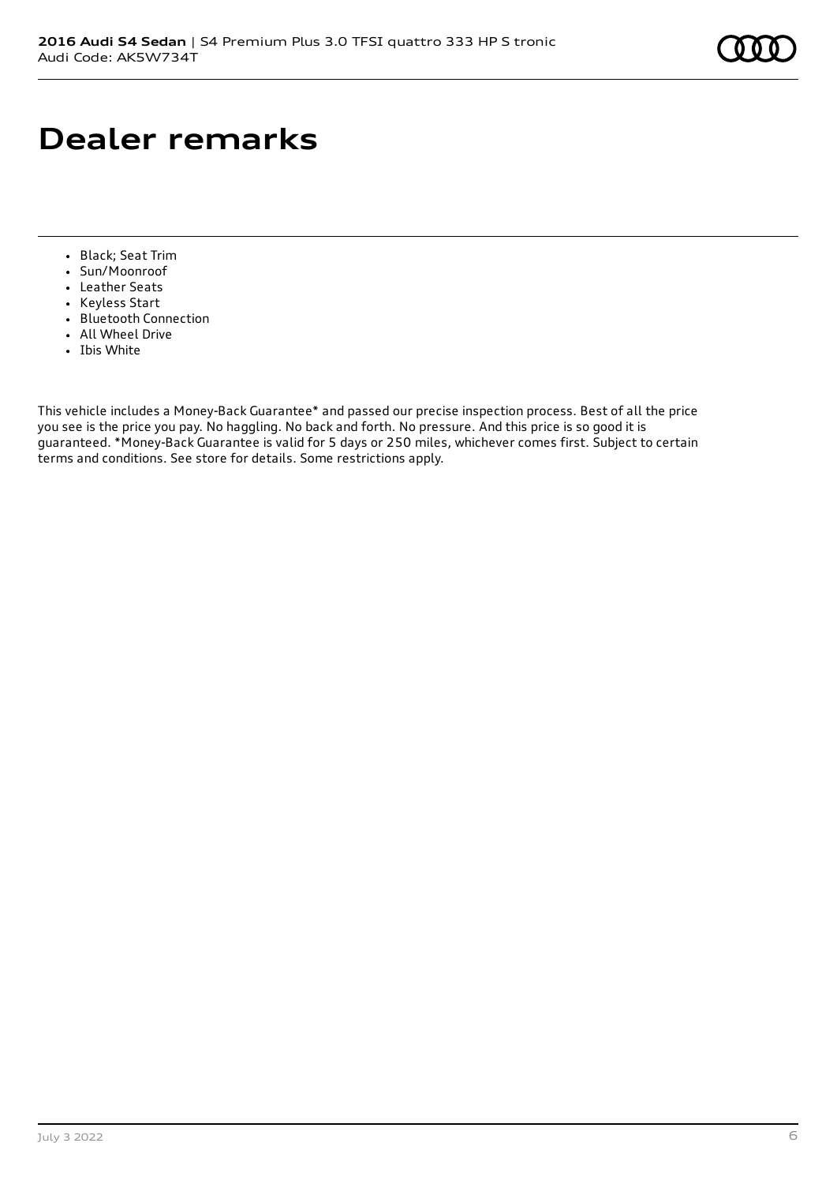# Dealer remarks

- Black; Seat Trim
- Sun/Moonroof
- Leather Seats
- Keyless Start
- Bluetooth Connection
- All Wheel Drive
- Ibis White

This vehicle includes a Money-Back Guarantee* and passed our precise inspection process. Best of all the price you see is the price you pay. No haggling. No back and forth. No pressure. And this price is so good it is guaranteed. *Money-Back Guarantee is valid for 5 days or 250 miles, whichever comes first. Subject to certain terms and conditions. See store for details. Some restrictions apply.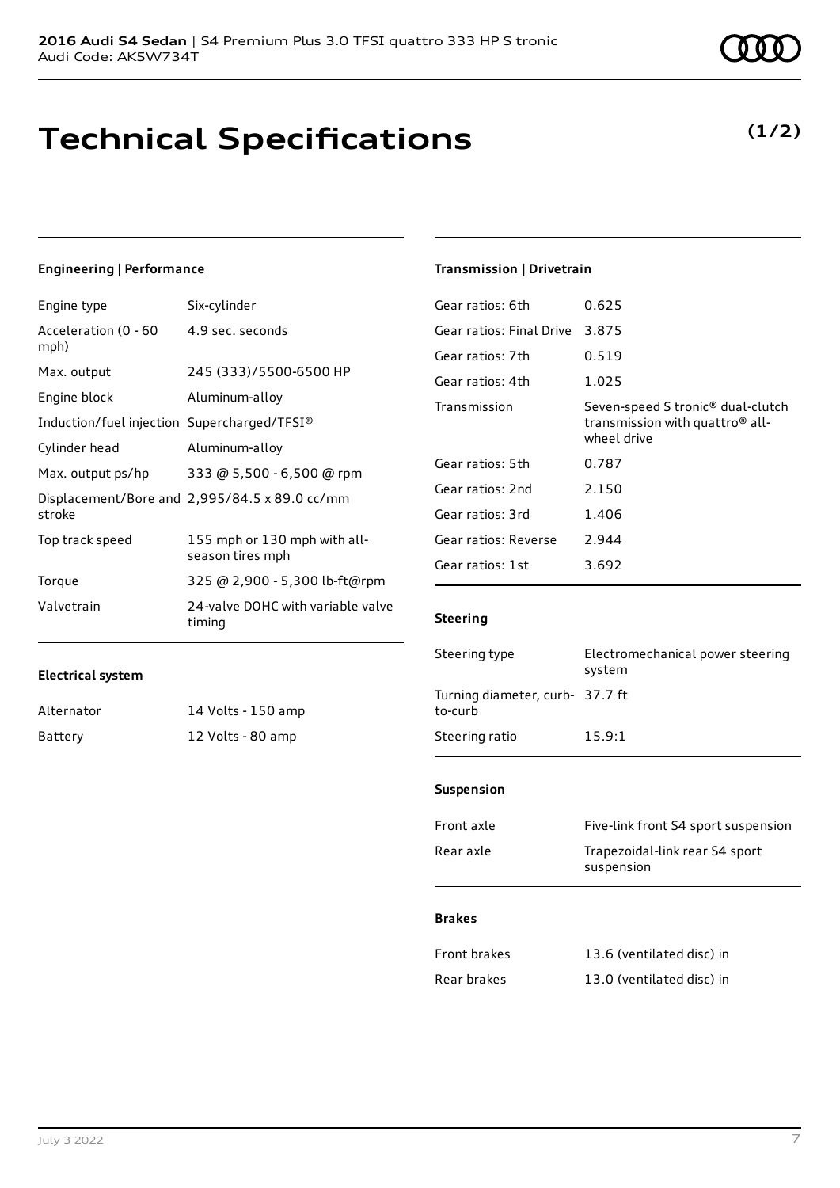# Technical Specifications

**(1/2)**

### Engineering | Performance

| | |
|---|---|
| Engine type | Six-cylinder |
| Acceleration (0 - 60 mph) | 4.9 sec. seconds |
| Max. output | 245 (333)/5500-6500 HP |
| Engine block | Aluminum-alloy |
| Induction/fuel injection | Supercharged/TFSI® |
| Cylinder head | Aluminum-alloy |
| Max. output ps/hp | 333 @ 5,500 - 6,500 @ rpm |
| Displacement/Bore and stroke | 2,995/84.5 x 89.0 cc/mm |
| Top track speed | 155 mph or 130 mph with all-season tires mph |
| Torque | 325 @ 2,900 - 5,300 lb-ft@rpm |
| Valvetrain | 24-valve DOHC with variable valve timing |

### Electrical system

| | |
|---|---|
| Alternator | 14 Volts - 150 amp |
| Battery | 12 Volts - 80 amp |

### Transmission | Drivetrain

| | |
|---|---|
| Gear ratios: 6th | 0.625 |
| Gear ratios: Final Drive | 3.875 |
| Gear ratios: 7th | 0.519 |
| Gear ratios: 4th | 1.025 |
| Transmission | Seven-speed S tronic® dual-clutch transmission with quattro® all-wheel drive |
| Gear ratios: 5th | 0.787 |
| Gear ratios: 2nd | 2.150 |
| Gear ratios: 3rd | 1.406 |
| Gear ratios: Reverse | 2.944 |
| Gear ratios: 1st | 3.692 |

### Steering

| | |
|---|---|
| Steering type | Electromechanical power steering system |
| Turning diameter, curb-to-curb | 37.7 ft |
| Steering ratio | 15.9:1 |

### Suspension

| | |
|---|---|
| Front axle | Five-link front S4 sport suspension |
| Rear axle | Trapezoidal-link rear S4 sport suspension |

### Brakes

| | |
|---|---|
| Front brakes | 13.6 (ventilated disc) in |
| Rear brakes | 13.0 (ventilated disc) in |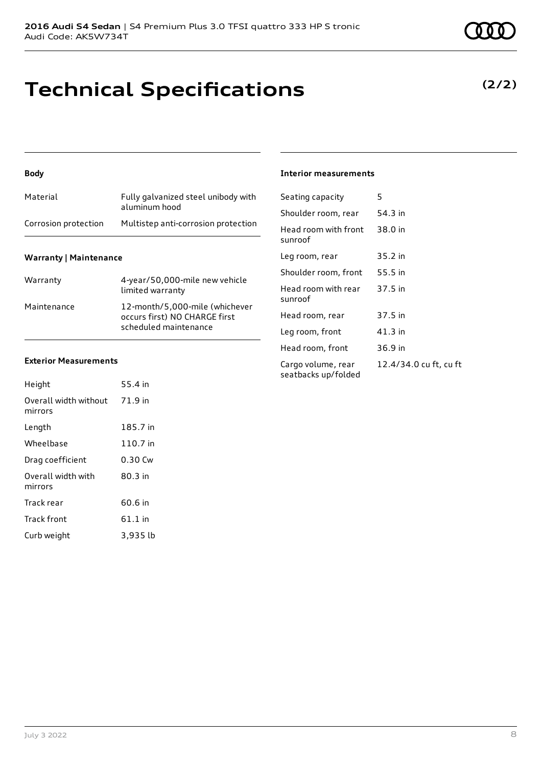# Technical Specifications

**(2/2)**

## Body

| | |
|---|---|
| Material | Fully galvanized steel unibody with aluminum hood |
| Corrosion protection | Multistep anti-corrosion protection |

## Warranty | Maintenance

| | |
|---|---|
| Warranty | 4-year/50,000-mile new vehicle limited warranty |
| Maintenance | 12-month/5,000-mile (whichever occurs first) NO CHARGE first scheduled maintenance |

## Exterior Measurements

| | |
|---|---|
| Height | 55.4 in |
| Overall width without mirrors | 71.9 in |
| Length | 185.7 in |
| Wheelbase | 110.7 in |
| Drag coefficient | 0.30 Cw |
| Overall width with mirrors | 80.3 in |
| Track rear | 60.6 in |
| Track front | 61.1 in |
| Curb weight | 3,935 lb |

## Interior measurements

| | |
|---|---|
| Seating capacity | 5 |
| Shoulder room, rear | 54.3 in |
| Head room with front sunroof | 38.0 in |
| Leg room, rear | 35.2 in |
| Shoulder room, front | 55.5 in |
| Head room with rear sunroof | 37.5 in |
| Head room, rear | 37.5 in |
| Leg room, front | 41.3 in |
| Head room, front | 36.9 in |
| Cargo volume, rear seatbacks up/folded | 12.4/34.0 cu ft, cu ft |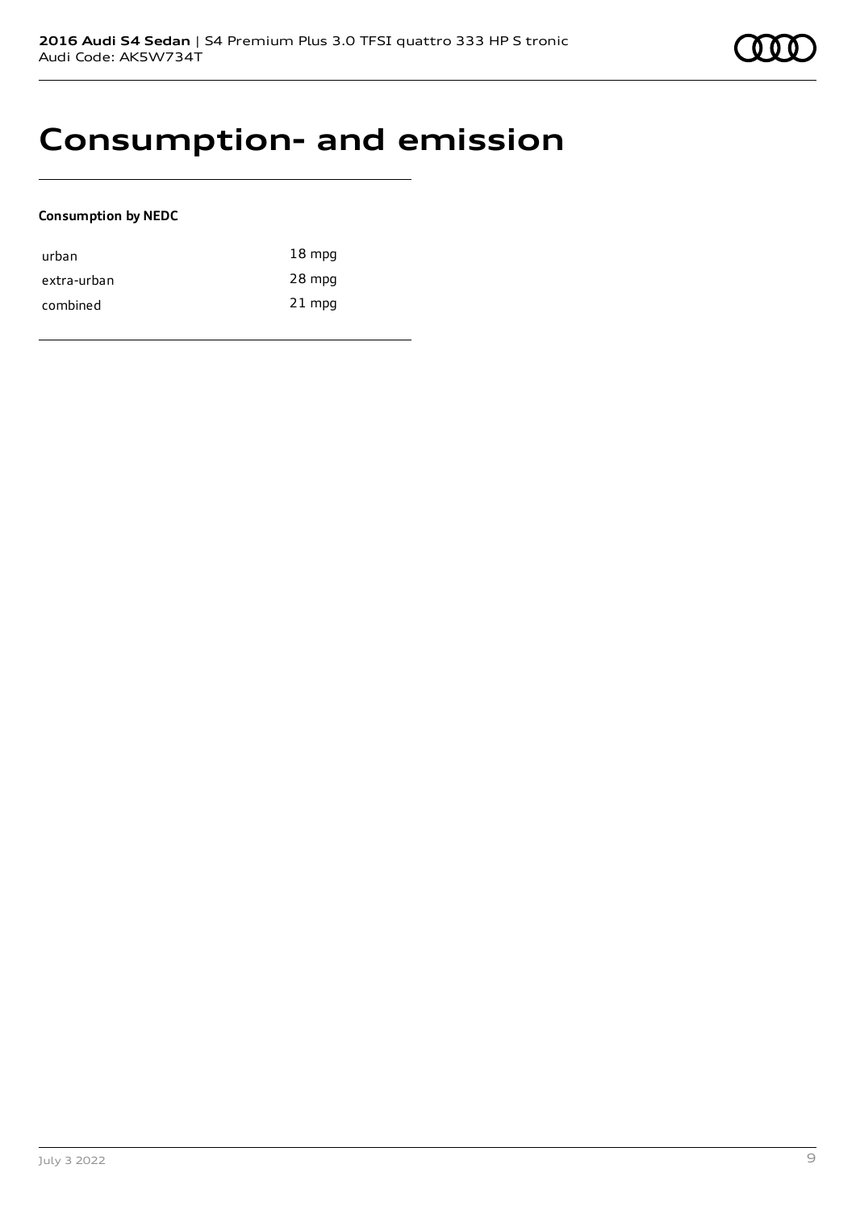# Consumption- and emission

**Consumption by NEDC**

| | |
|---|---|
| urban | 18 mpg |
| extra-urban | 28 mpg |
| combined | 21 mpg |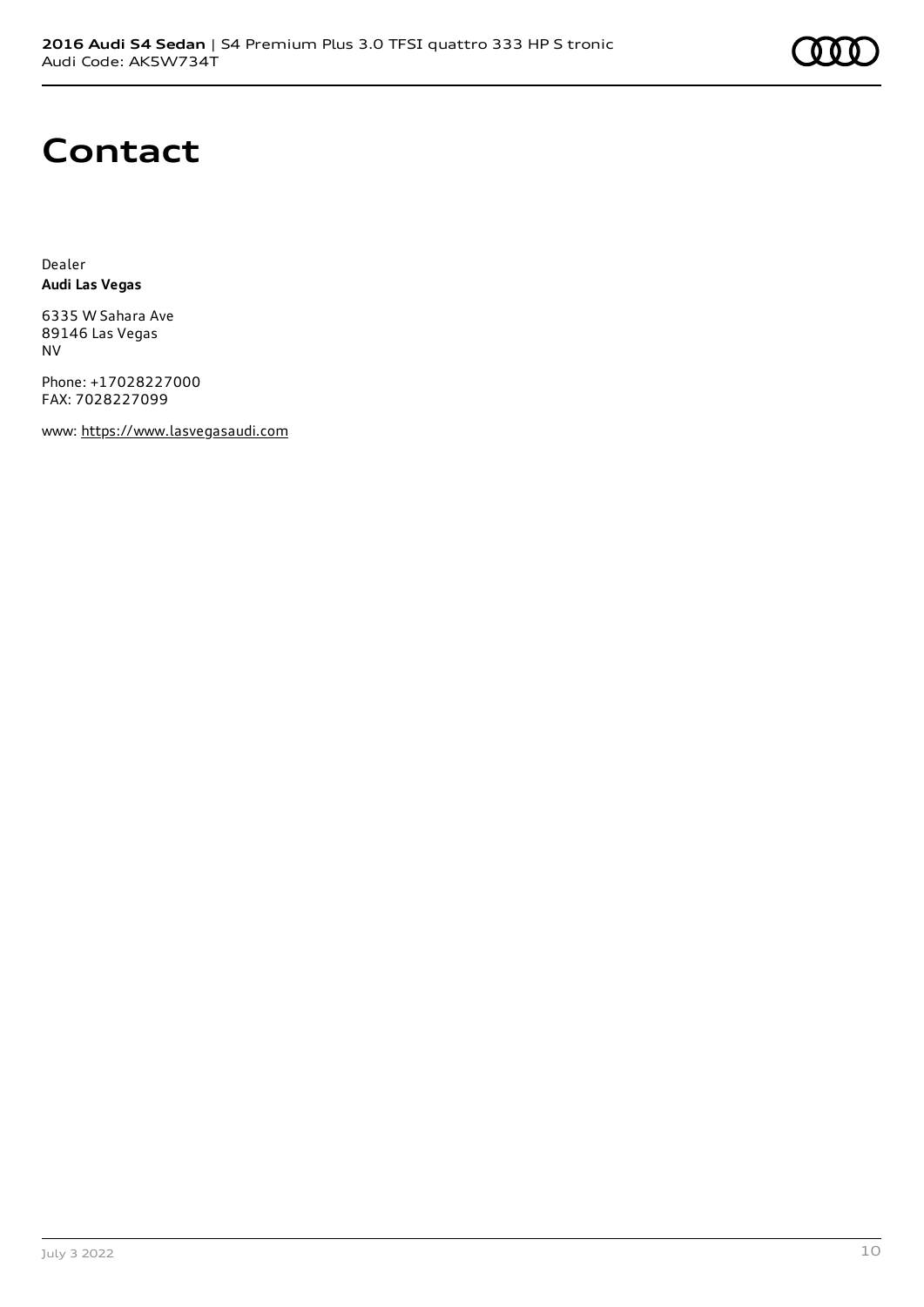# Contact

Dealer
**Audi Las Vegas**

6335 W Sahara Ave
89146 Las Vegas
NV

Phone: +17028227000
FAX: 7028227099

www: https://www.lasvegasaudi.com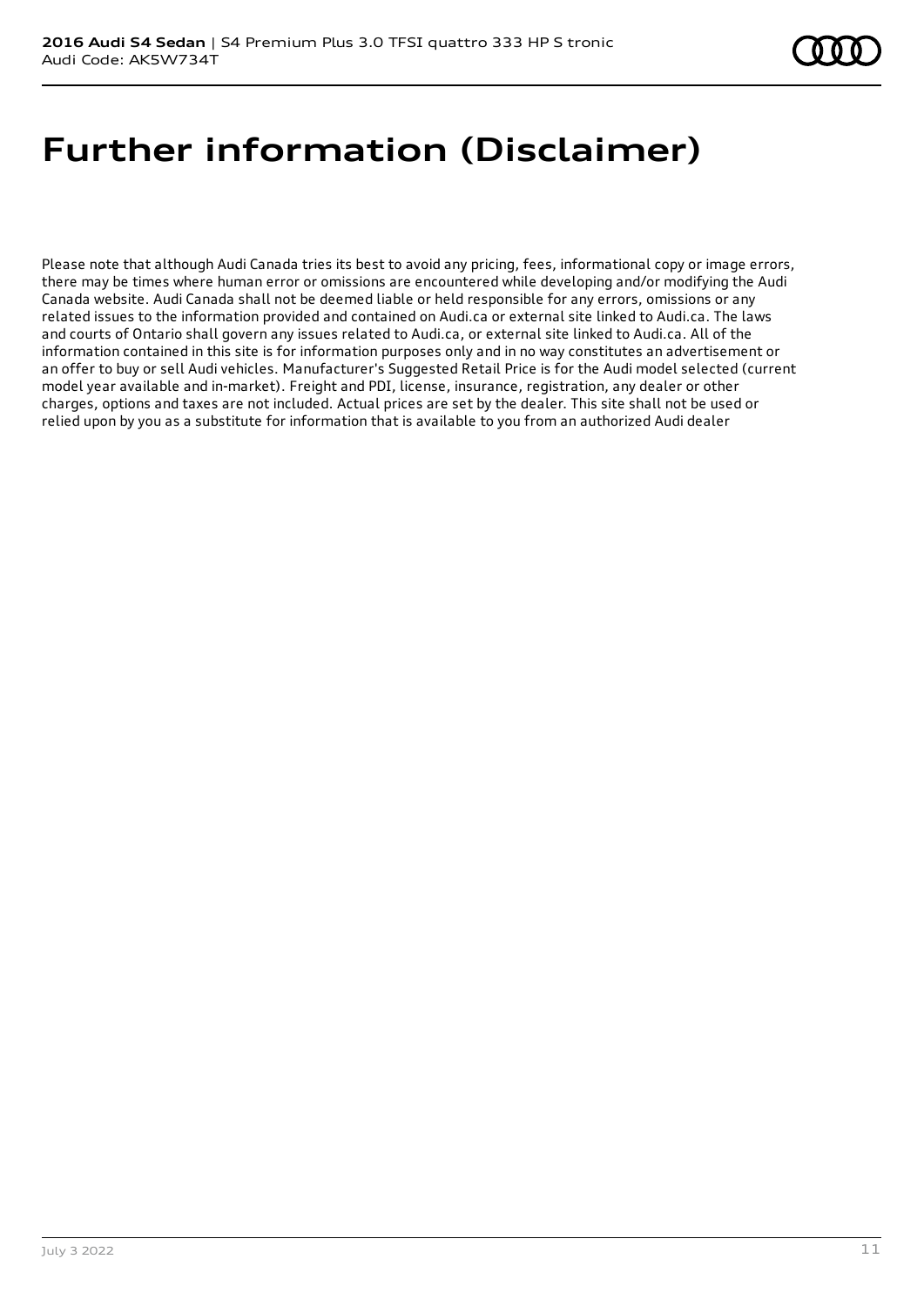# Further information (Disclaimer)

Please note that although Audi Canada tries its best to avoid any pricing, fees, informational copy or image errors, there may be times where human error or omissions are encountered while developing and/or modifying the Audi Canada website. Audi Canada shall not be deemed liable or held responsible for any errors, omissions or any related issues to the information provided and contained on Audi.ca or external site linked to Audi.ca. The laws and courts of Ontario shall govern any issues related to Audi.ca, or external site linked to Audi.ca. All of the information contained in this site is for information purposes only and in no way constitutes an advertisement or an offer to buy or sell Audi vehicles. Manufacturer's Suggested Retail Price is for the Audi model selected (current model year available and in-market). Freight and PDI, license, insurance, registration, any dealer or other charges, options and taxes are not included. Actual prices are set by the dealer. This site shall not be used or relied upon by you as a substitute for information that is available to you from an authorized Audi dealer